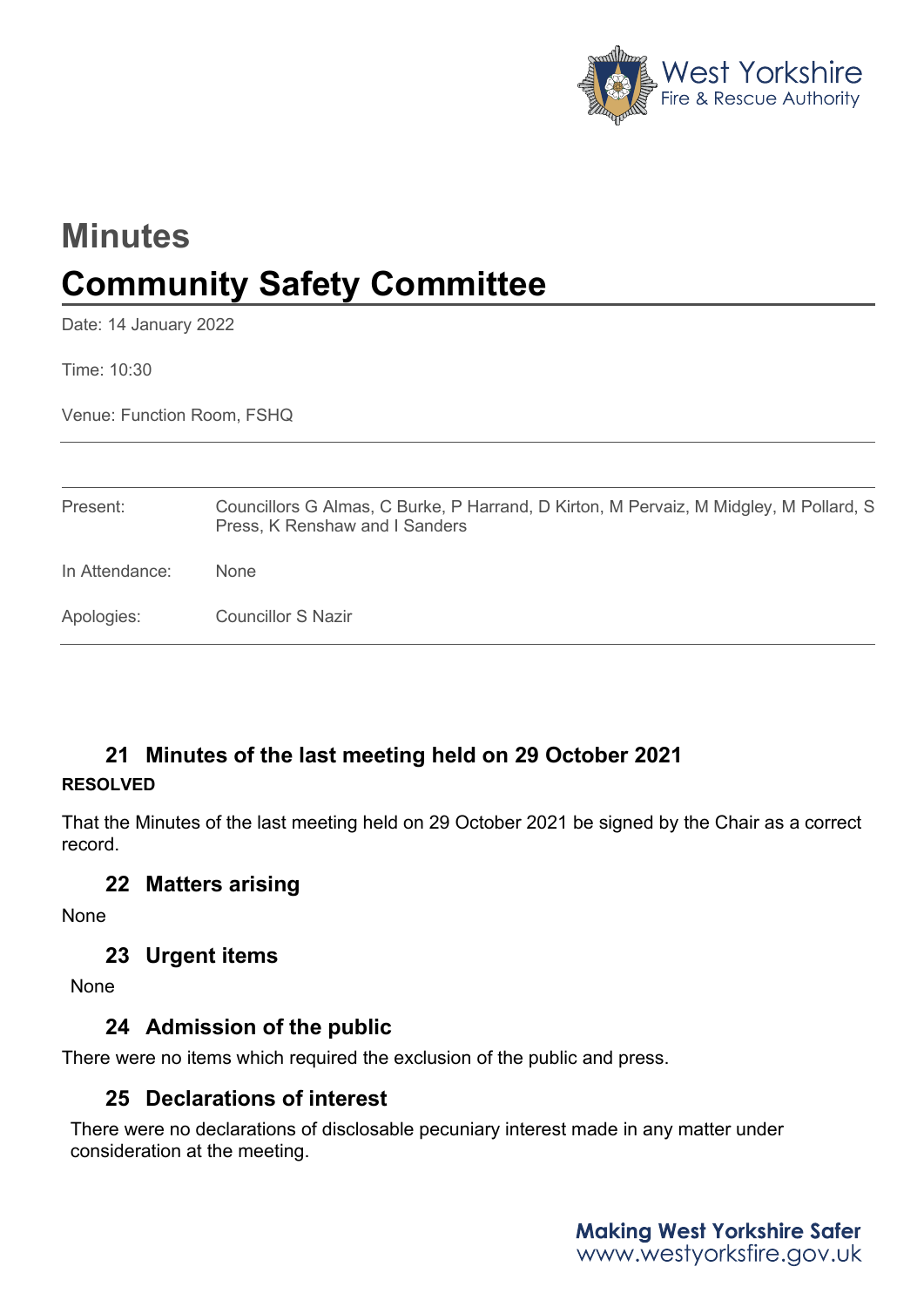# Minutes

# Community Safety Committee

Date: 14 January 2022

Time: 10:30

Venue: Function Room, FSHQ

| | |
|---|---|
| Present: | Councillors G Almas, C Burke, P Harrand, D Kirton, M Pervaiz, M Midgley, M Pollard, S Press, K Renshaw and I Sanders |
| In Attendance: | None |
| Apologies: | Councillor S Nazir |

## 21 Minutes of the last meeting held on 29 October 2021

**RESOLVED**

That the Minutes of the last meeting held on 29 October 2021 be signed by the Chair as a correct record.

## 22 Matters arising

None

## 23 Urgent items

None

## 24 Admission of the public

There were no items which required the exclusion of the public and press.

## 25 Declarations of interest

There were no declarations of disclosable pecuniary interest made in any matter under consideration at the meeting.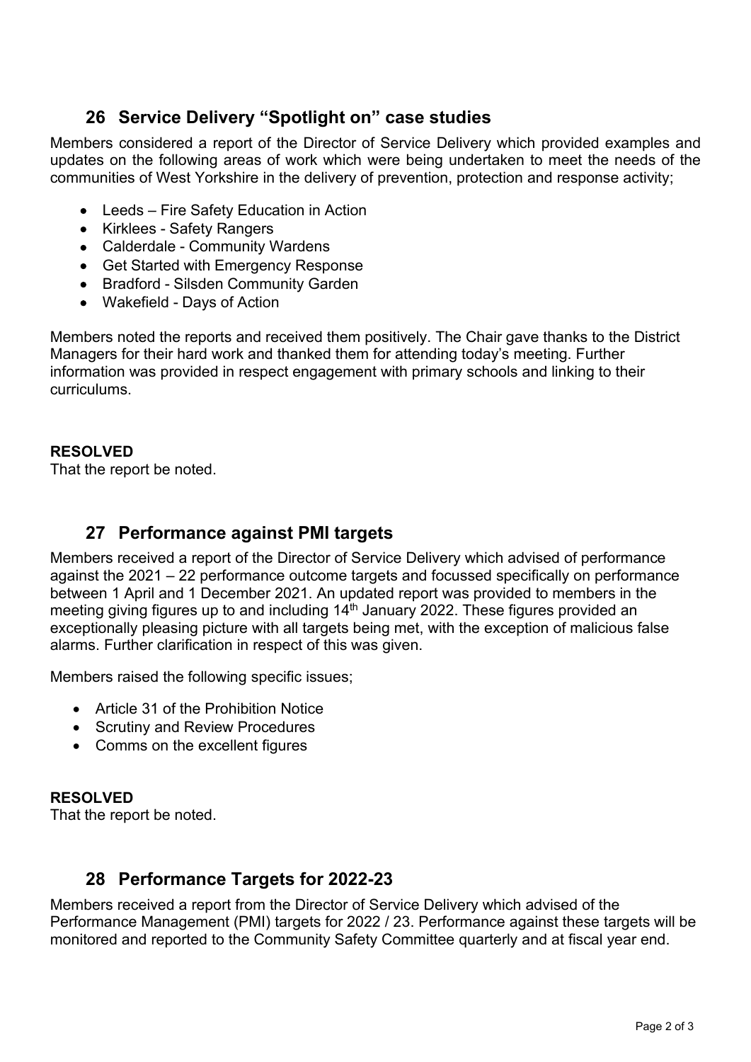## 26 Service Delivery "Spotlight on" case studies

Members considered a report of the Director of Service Delivery which provided examples and updates on the following areas of work which were being undertaken to meet the needs of the communities of West Yorkshire in the delivery of prevention, protection and response activity;

- Leeds – Fire Safety Education in Action
- Kirklees - Safety Rangers
- Calderdale - Community Wardens
- Get Started with Emergency Response
- Bradford - Silsden Community Garden
- Wakefield - Days of Action

Members noted the reports and received them positively. The Chair gave thanks to the District Managers for their hard work and thanked them for attending today's meeting. Further information was provided in respect engagement with primary schools and linking to their curriculums.

**RESOLVED**

That the report be noted.

## 27 Performance against PMI targets

Members received a report of the Director of Service Delivery which advised of performance against the 2021 – 22 performance outcome targets and focussed specifically on performance between 1 April and 1 December 2021. An updated report was provided to members in the meeting giving figures up to and including 14th January 2022. These figures provided an exceptionally pleasing picture with all targets being met, with the exception of malicious false alarms. Further clarification in respect of this was given.

Members raised the following specific issues;

- Article 31 of the Prohibition Notice
- Scrutiny and Review Procedures
- Comms on the excellent figures

**RESOLVED**

That the report be noted.

## 28 Performance Targets for 2022-23

Members received a report from the Director of Service Delivery which advised of the Performance Management (PMI) targets for 2022 / 23. Performance against these targets will be monitored and reported to the Community Safety Committee quarterly and at fiscal year end.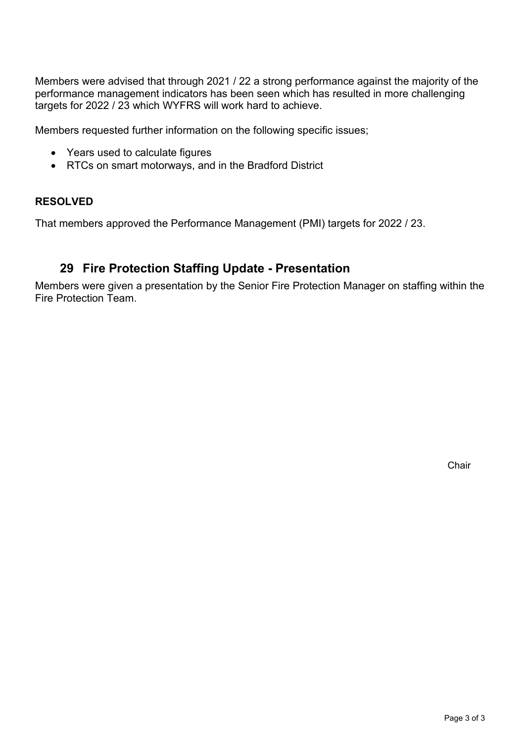Members were advised that through 2021 / 22 a strong performance against the majority of the performance management indicators has been seen which has resulted in more challenging targets for 2022 / 23 which WYFRS will work hard to achieve.

Members requested further information on the following specific issues;

- Years used to calculate figures
- RTCs on smart motorways, and in the Bradford District

**RESOLVED**

That members approved the Performance Management (PMI) targets for 2022 / 23.

## 29 Fire Protection Staffing Update - Presentation

Members were given a presentation by the Senior Fire Protection Manager on staffing within the Fire Protection Team.

Chair